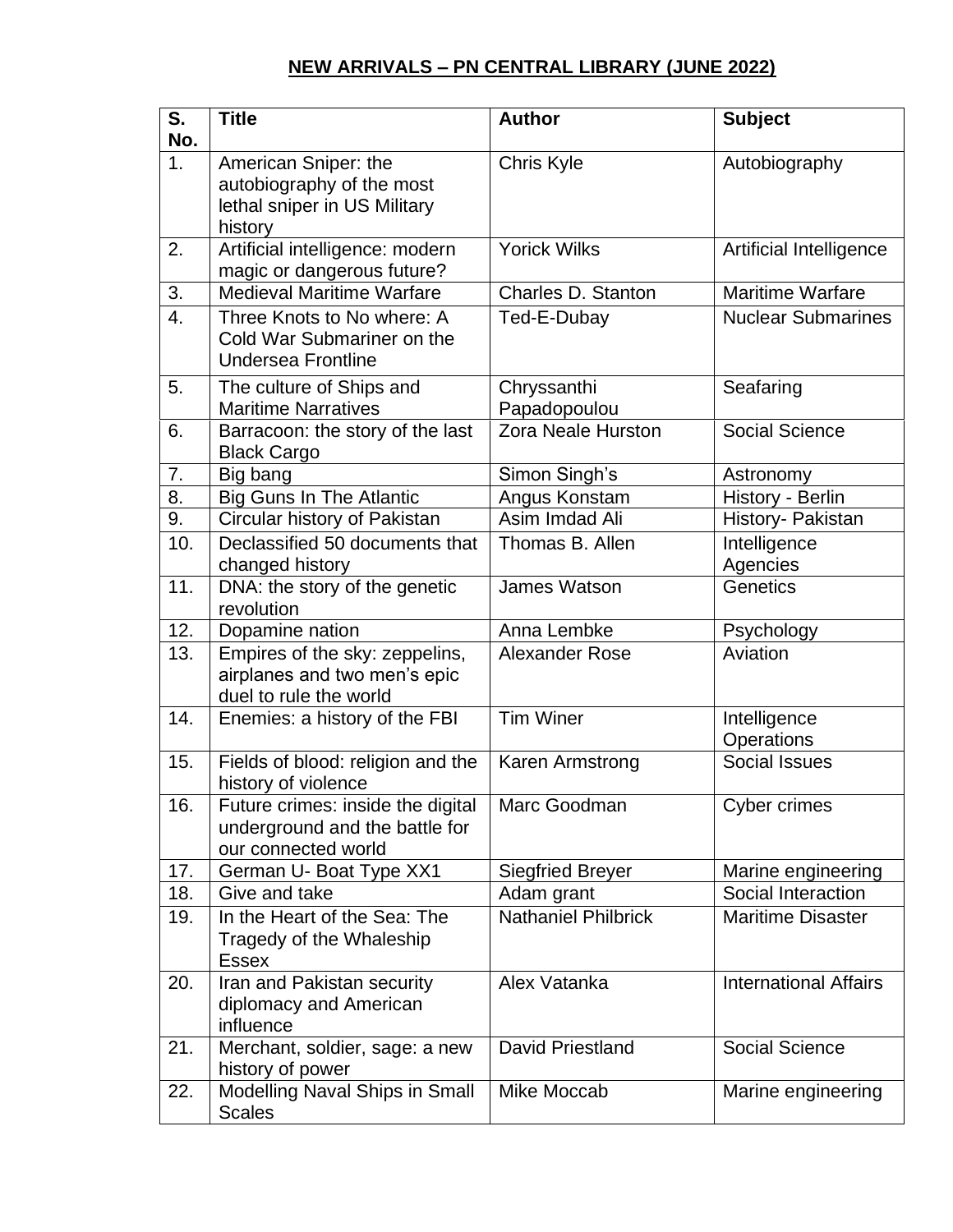**NEW ARRIVALS – PN CENTRAL LIBRARY (JUNE 2022)**

| S. No. | Title | Author | Subject |
|---|---|---|---|
| 1. | American Sniper: the autobiography of the most lethal sniper in US Military history | Chris Kyle | Autobiography |
| 2. | Artificial intelligence: modern magic or dangerous future? | Yorick Wilks | Artificial Intelligence |
| 3. | Medieval Maritime Warfare | Charles D. Stanton | Maritime Warfare |
| 4. | Three Knots to No where: A Cold War Submariner on the Undersea Frontline | Ted-E-Dubay | Nuclear Submarines |
| 5. | The culture of Ships and Maritime Narratives | Chryssanthi Papadopoulou | Seafaring |
| 6. | Barracoon: the story of the last Black Cargo | Zora Neale Hurston | Social Science |
| 7. | Big bang | Simon Singh's | Astronomy |
| 8. | Big Guns In The Atlantic | Angus Konstam | History - Berlin |
| 9. | Circular history of Pakistan | Asim Imdad Ali | History- Pakistan |
| 10. | Declassified 50 documents that changed history | Thomas B. Allen | Intelligence Agencies |
| 11. | DNA: the story of the genetic revolution | James Watson | Genetics |
| 12. | Dopamine nation | Anna Lembke | Psychology |
| 13. | Empires of the sky: zeppelins, airplanes and two men's epic duel to rule the world | Alexander Rose | Aviation |
| 14. | Enemies: a history of the FBI | Tim Winer | Intelligence Operations |
| 15. | Fields of blood: religion and the history of violence | Karen Armstrong | Social Issues |
| 16. | Future crimes: inside the digital underground and the battle for our connected world | Marc Goodman | Cyber crimes |
| 17. | German U- Boat Type XX1 | Siegfried Breyer | Marine engineering |
| 18. | Give and take | Adam grant | Social Interaction |
| 19. | In the Heart of the Sea: The Tragedy of the Whaleship Essex | Nathaniel Philbrick | Maritime Disaster |
| 20. | Iran and Pakistan security diplomacy and American influence | Alex Vatanka | International Affairs |
| 21. | Merchant, soldier, sage: a new history of power | David Priestland | Social Science |
| 22. | Modelling Naval Ships in Small Scales | Mike Moccab | Marine engineering |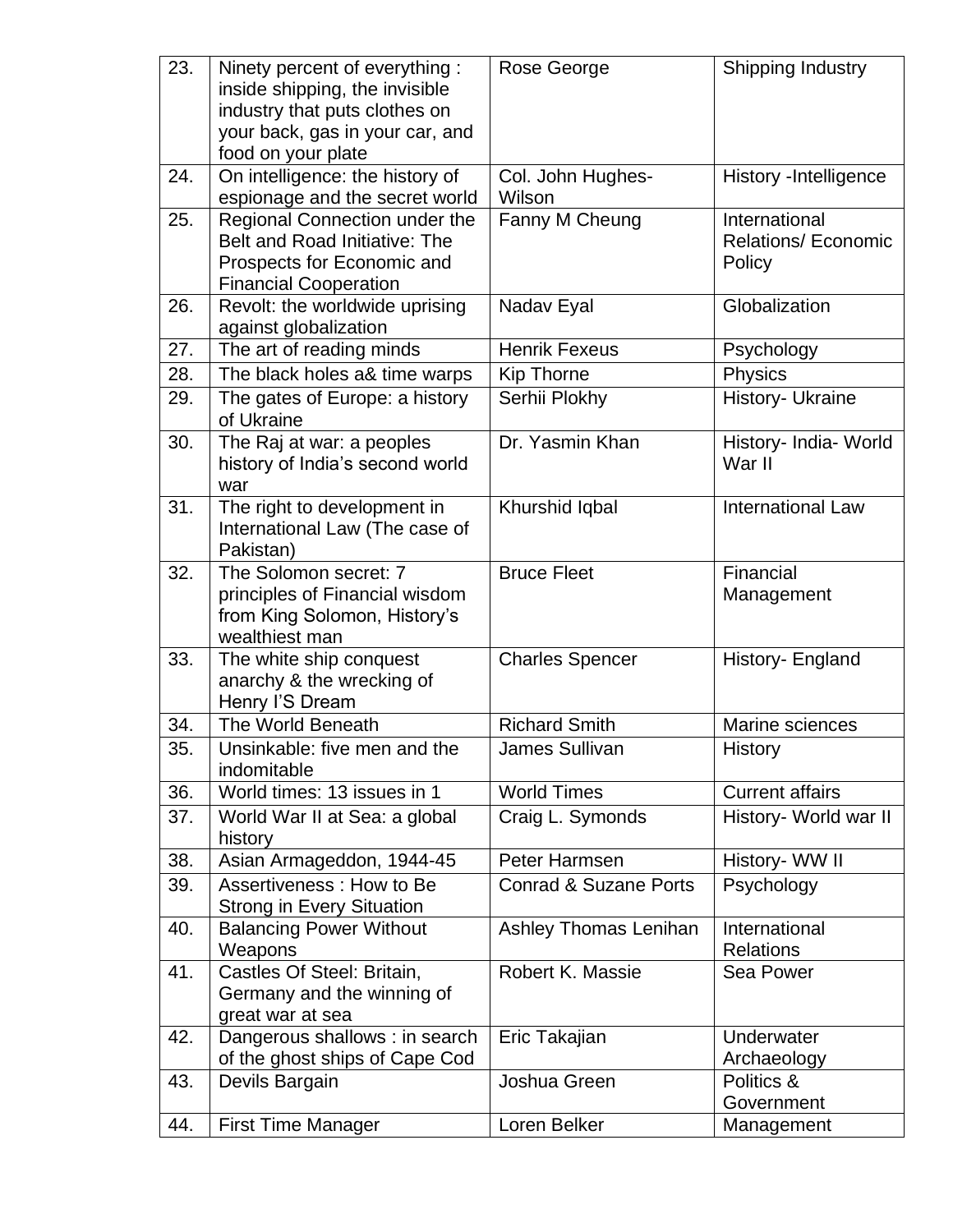| 23. | Ninety percent of everything : inside shipping, the invisible industry that puts clothes on your back, gas in your car, and food on your plate | Rose George | Shipping Industry |
|---|---|---|---|
| 24. | On intelligence: the history of espionage and the secret world | Col. John Hughes-Wilson | History -Intelligence |
| 25. | Regional Connection under the Belt and Road Initiative: The Prospects for Economic and Financial Cooperation | Fanny M Cheung | International Relations/ Economic Policy |
| 26. | Revolt: the worldwide uprising against globalization | Nadav Eyal | Globalization |
| 27. | The art of reading minds | Henrik Fexeus | Psychology |
| 28. | The black holes a& time warps | Kip Thorne | Physics |
| 29. | The gates of Europe: a history of Ukraine | Serhii Plokhy | History- Ukraine |
| 30. | The Raj at war: a peoples history of India's second world war | Dr. Yasmin Khan | History- India- World War II |
| 31. | The right to development in International Law (The case of Pakistan) | Khurshid Iqbal | International Law |
| 32. | The Solomon secret: 7 principles of Financial wisdom from King Solomon, History's wealthiest man | Bruce Fleet | Financial Management |
| 33. | The white ship conquest anarchy & the wrecking of Henry I'S Dream | Charles Spencer | History- England |
| 34. | The World Beneath | Richard Smith | Marine sciences |
| 35. | Unsinkable: five men and the indomitable | James Sullivan | History |
| 36. | World times: 13 issues in 1 | World Times | Current affairs |
| 37. | World War II at Sea: a global history | Craig L. Symonds | History- World war II |
| 38. | Asian Armageddon, 1944-45 | Peter Harmsen | History- WW II |
| 39. | Assertiveness : How to Be Strong in Every Situation | Conrad & Suzane Ports | Psychology |
| 40. | Balancing Power Without Weapons | Ashley Thomas Lenihan | International Relations |
| 41. | Castles Of Steel: Britain, Germany and the winning of great war at sea | Robert K. Massie | Sea Power |
| 42. | Dangerous shallows : in search of the ghost ships of Cape Cod | Eric Takajian | Underwater Archaeology |
| 43. | Devils Bargain | Joshua Green | Politics & Government |
| 44. | First Time Manager | Loren Belker | Management |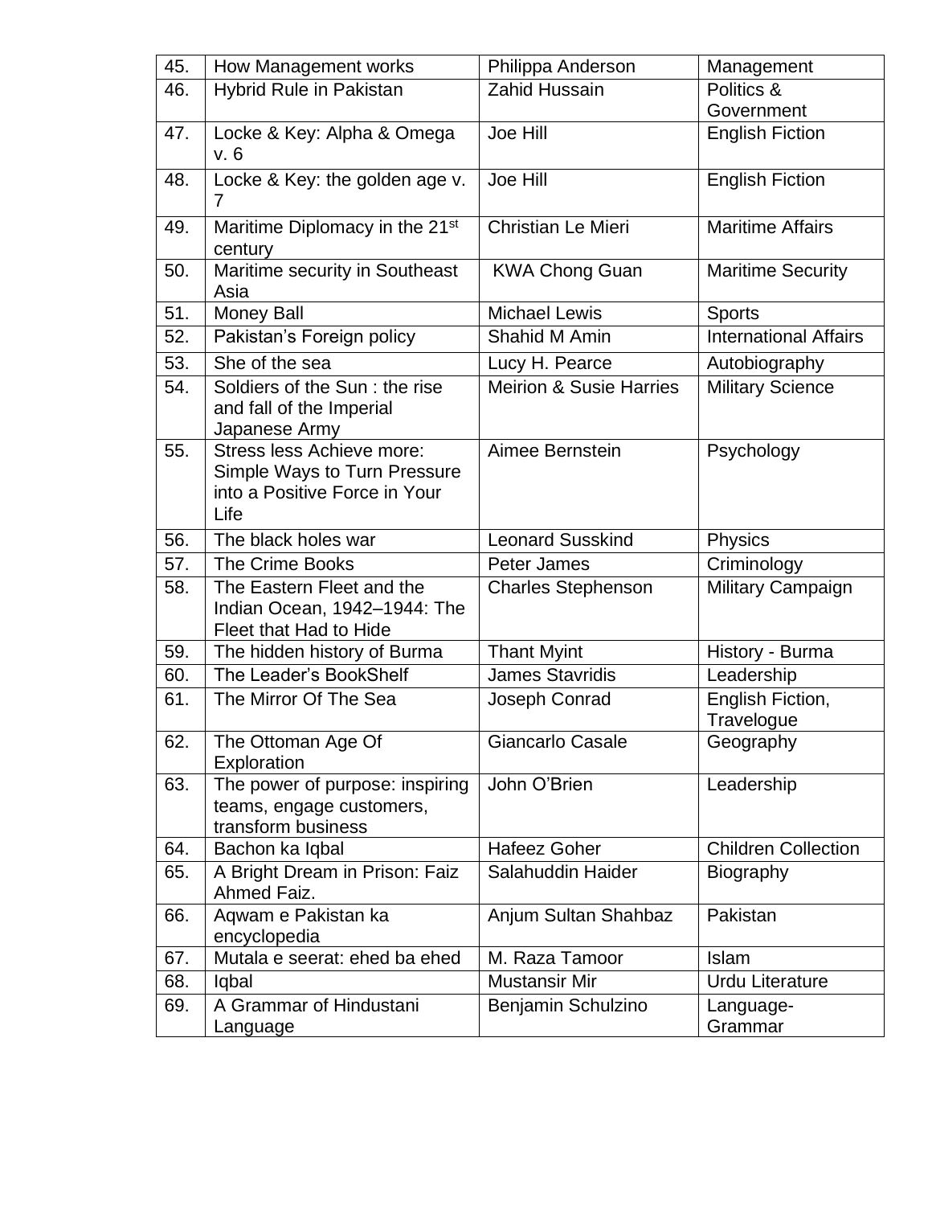| | | | |
|---|---|---|---|
| 45. | How Management works | Philippa Anderson | Management |
| 46. | Hybrid Rule in Pakistan | Zahid Hussain | Politics & Government |
| 47. | Locke & Key: Alpha & Omega v. 6 | Joe Hill | English Fiction |
| 48. | Locke & Key: the golden age v. 7 | Joe Hill | English Fiction |
| 49. | Maritime Diplomacy in the 21st century | Christian Le Mieri | Maritime Affairs |
| 50. | Maritime security in Southeast Asia | KWA Chong Guan | Maritime Security |
| 51. | Money Ball | Michael Lewis | Sports |
| 52. | Pakistan's Foreign policy | Shahid M Amin | International Affairs |
| 53. | She of the sea | Lucy H. Pearce | Autobiography |
| 54. | Soldiers of the Sun : the rise and fall of the Imperial Japanese Army | Meirion & Susie Harries | Military Science |
| 55. | Stress less Achieve more: Simple Ways to Turn Pressure into a Positive Force in Your Life | Aimee Bernstein | Psychology |
| 56. | The black holes war | Leonard Susskind | Physics |
| 57. | The Crime Books | Peter James | Criminology |
| 58. | The Eastern Fleet and the Indian Ocean, 1942–1944: The Fleet that Had to Hide | Charles Stephenson | Military Campaign |
| 59. | The hidden history of Burma | Thant Myint | History - Burma |
| 60. | The Leader's BookShelf | James Stavridis | Leadership |
| 61. | The Mirror Of The Sea | Joseph Conrad | English Fiction, Travelogue |
| 62. | The Ottoman Age Of Exploration | Giancarlo Casale | Geography |
| 63. | The power of purpose: inspiring teams, engage customers, transform business | John O'Brien | Leadership |
| 64. | Bachon ka Iqbal | Hafeez Goher | Children Collection |
| 65. | A Bright Dream in Prison: Faiz Ahmed Faiz. | Salahuddin Haider | Biography |
| 66. | Aqwam e Pakistan ka encyclopedia | Anjum Sultan Shahbaz | Pakistan |
| 67. | Mutala e seerat: ehed ba ehed | M. Raza Tamoor | Islam |
| 68. | Iqbal | Mustansir Mir | Urdu Literature |
| 69. | A Grammar of Hindustani Language | Benjamin Schulzino | Language- Grammar |